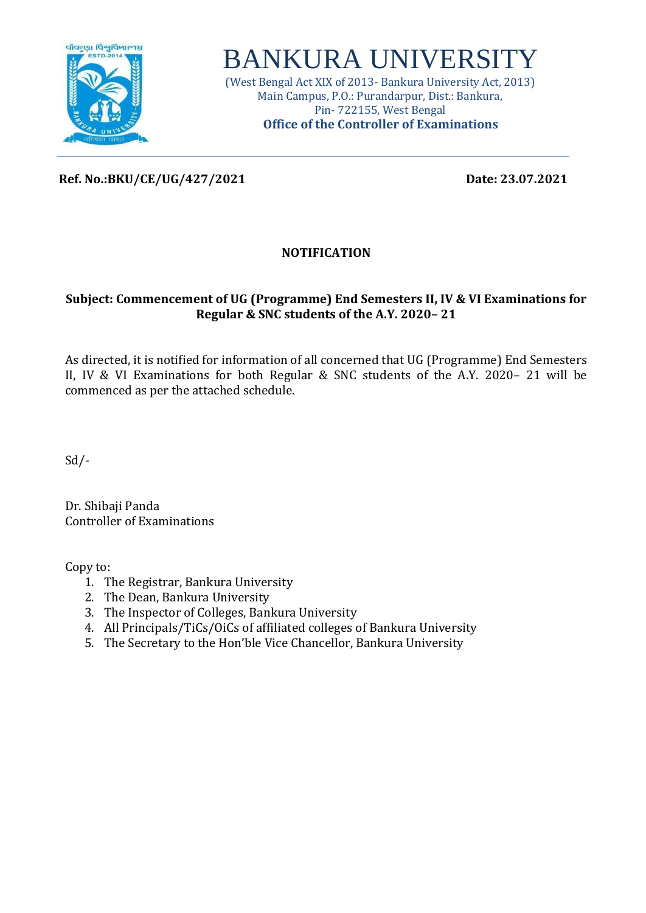# BANKURA UNIVERSITY

(West Bengal Act XIX of 2013- Bankura University Act, 2013)
Main Campus, P.O.: Purandarpur, Dist.: Bankura,
Pin- 722155, West Bengal
**Office of the Controller of Examinations**

---

**Ref. No.:BKU/CE/UG/427/2021** **Date: 23.07.2021**

## NOTIFICATION

**Subject: Commencement of UG (Programme) End Semesters II, IV & VI Examinations for Regular & SNC students of the A.Y. 2020– 21**

As directed, it is notified for information of all concerned that UG (Programme) End Semesters II, IV & VI Examinations for both Regular & SNC students of the A.Y. 2020– 21 will be commenced as per the attached schedule.

Sd/-

Dr. Shibaji Panda
Controller of Examinations

Copy to:

1. The Registrar, Bankura University
2. The Dean, Bankura University
3. The Inspector of Colleges, Bankura University
4. All Principals/TiCs/OiCs of affiliated colleges of Bankura University
5. The Secretary to the Hon'ble Vice Chancellor, Bankura University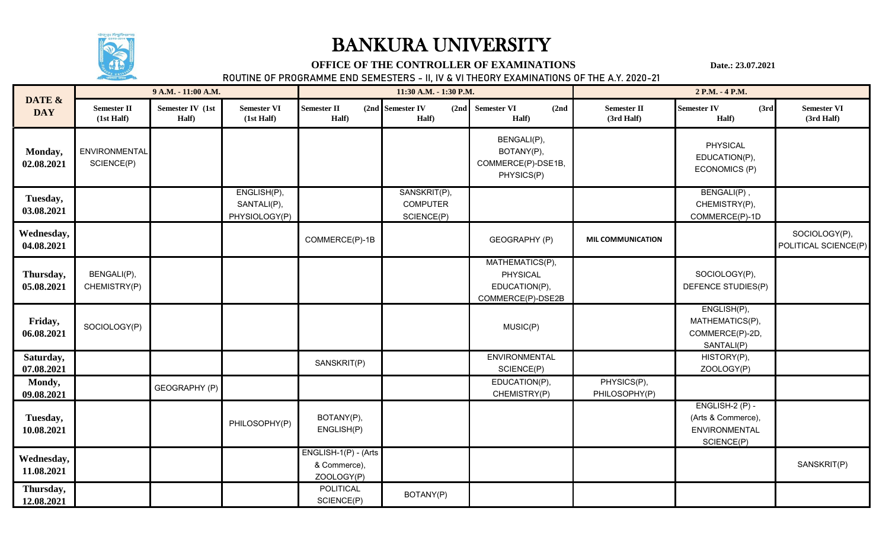# BANKURA UNIVERSITY

**OFFICE OF THE CONTROLLER OF EXAMINATIONS**

**Date.: 23.07.2021**

ROUTINE OF PROGRAMME END SEMESTERS - II, IV & VI THEORY EXAMINATIONS OF THE A.Y. 2020-21

| DATE & DAY | 9 A.M. - 11:00 A.M. | | | 11:30 A.M. - 1:30 P.M. | | | 2 P.M. - 4 P.M. | | |
|---|---|---|---|---|---|---|---|---|---|
| | Semester II (1st Half) | Semester IV (1st Half) | Semester VI (1st Half) | Semester II (2nd Half) | Semester IV (2nd Half) | Semester VI (2nd Half) | Semester II (3rd Half) | Semester IV (3rd Half) | Semester VI (3rd Half) |
| Monday, 02.08.2021 | ENVIRONMENTAL SCIENCE(P) | | | | | BENGALI(P), BOTANY(P), COMMERCE(P)-DSE1B, PHYSICS(P) | | PHYSICAL EDUCATION(P), ECONOMICS (P) | |
| Tuesday, 03.08.2021 | | | ENGLISH(P), SANTALI(P), PHYSIOLOGY(P) | | SANSKRIT(P), COMPUTER SCIENCE(P) | | | BENGALI(P) , CHEMISTRY(P), COMMERCE(P)-1D | |
| Wednesday, 04.08.2021 | | | | COMMERCE(P)-1B | | GEOGRAPHY (P) | MIL COMMUNICATION | | SOCIOLOGY(P), POLITICAL SCIENCE(P) |
| Thursday, 05.08.2021 | BENGALI(P), CHEMISTRY(P) | | | | | MATHEMATICS(P), PHYSICAL EDUCATION(P), COMMERCE(P)-DSE2B | | SOCIOLOGY(P), DEFENCE STUDIES(P) | |
| Friday, 06.08.2021 | SOCIOLOGY(P) | | | | | MUSIC(P) | | ENGLISH(P), MATHEMATICS(P), COMMERCE(P)-2D, SANTALI(P) | |
| Saturday, 07.08.2021 | | | | SANSKRIT(P) | | ENVIRONMENTAL SCIENCE(P) | | HISTORY(P), ZOOLOGY(P) | |
| Mondy, 09.08.2021 | | GEOGRAPHY (P) | | | | EDUCATION(P), CHEMISTRY(P) | PHYSICS(P), PHILOSOPHY(P) | | |
| Tuesday, 10.08.2021 | | | PHILOSOPHY(P) | BOTANY(P), ENGLISH(P) | | | | ENGLISH-2 (P) - (Arts & Commerce), ENVIRONMENTAL SCIENCE(P) | |
| Wednesday, 11.08.2021 | | | | ENGLISH-1(P) - (Arts & Commerce), ZOOLOGY(P) | | | | | SANSKRIT(P) |
| Thursday, 12.08.2021 | | | | POLITICAL SCIENCE(P) | BOTANY(P) | | | | |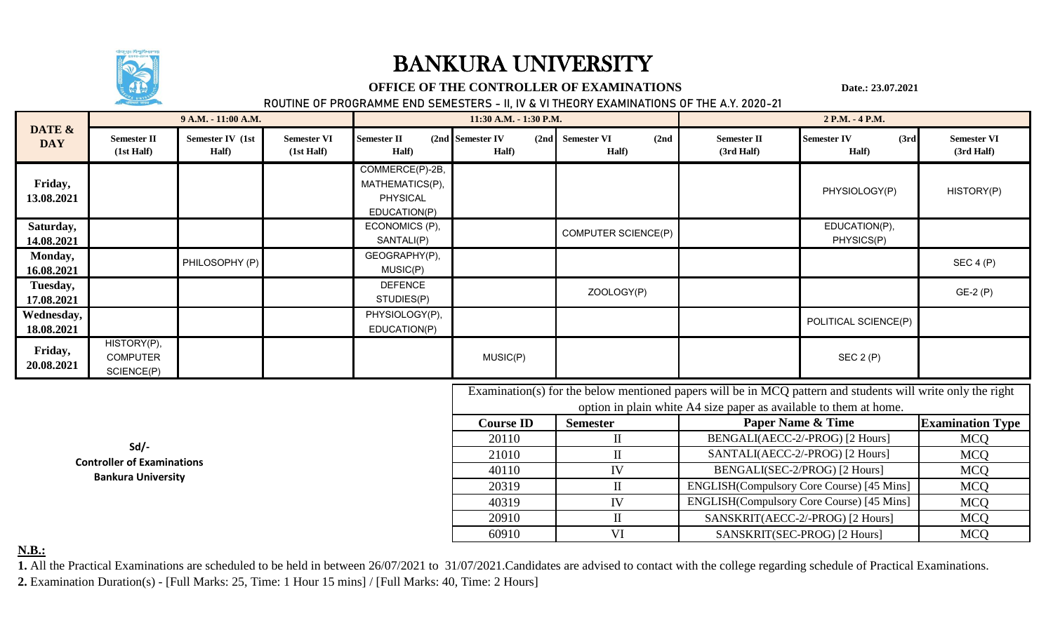# BANKURA UNIVERSITY

**OFFICE OF THE CONTROLLER OF EXAMINATIONS** **Date.: 23.07.2021**

ROUTINE OF PROGRAMME END SEMESTERS - II, IV & VI THEORY EXAMINATIONS OF THE A.Y. 2020-21

| DATE & DAY | 9 A.M. - 11:00 A.M. | | | 11:30 A.M. - 1:30 P.M. | | | 2 P.M. - 4 P.M. | | |
|---|---|---|---|---|---|---|---|---|---|
| | **Semester II (1st Half)** | **Semester IV (1st Half)** | **Semester VI (1st Half)** | **Semester II (2nd Half)** | **Semester IV (2nd Half)** | **Semester VI (2nd Half)** | **Semester II (3rd Half)** | **Semester IV (3rd Half)** | **Semester VI (3rd Half)** |
| **Friday, 13.08.2021** | | | | COMMERCE(P)-2B, MATHEMATICS(P), PHYSICAL EDUCATION(P) | | | | PHYSIOLOGY(P) | HISTORY(P) |
| **Saturday, 14.08.2021** | | | | ECONOMICS (P), SANTALI(P) | | COMPUTER SCIENCE(P) | | EDUCATION(P), PHYSICS(P) | |
| **Monday, 16.08.2021** | | PHILOSOPHY (P) | | GEOGRAPHY(P), MUSIC(P) | | | | | SEC 4 (P) |
| **Tuesday, 17.08.2021** | | | | DEFENCE STUDIES(P) | | ZOOLOGY(P) | | | GE-2 (P) |
| **Wednesday, 18.08.2021** | | | | PHYSIOLOGY(P), EDUCATION(P) | | | | POLITICAL SCIENCE(P) | |
| **Friday, 20.08.2021** | HISTORY(P), COMPUTER SCIENCE(P) | | | | MUSIC(P) | | | SEC 2 (P) | |

Examination(s) for the below mentioned papers will be in MCQ pattern and students will write only the right option in plain white A4 size paper as available to them at home.

| Course ID | Semester | Paper Name & Time | Examination Type |
|---|---|---|---|
| 20110 | II | BENGALI(AECC-2/-PROG) [2 Hours] | MCQ |
| 21010 | II | SANTALI(AECC-2/-PROG) [2 Hours] | MCQ |
| 40110 | IV | BENGALI(SEC-2/PROG) [2 Hours] | MCQ |
| 20319 | II | ENGLISH(Compulsory Core Course) [45 Mins] | MCQ |
| 40319 | IV | ENGLISH(Compulsory Core Course) [45 Mins] | MCQ |
| 20910 | II | SANSKRIT(AECC-2/-PROG) [2 Hours] | MCQ |
| 60910 | VI | SANSKRIT(SEC-PROG) [2 Hours] | MCQ |

**Sd/-**
**Controller of Examinations**
**Bankura University**

**N.B.:**

**1.** All the Practical Examinations are scheduled to be held in between 26/07/2021 to 31/07/2021.Candidates are advised to contact with the college regarding schedule of Practical Examinations.

**2.** Examination Duration(s) - [Full Marks: 25, Time: 1 Hour 15 mins] / [Full Marks: 40, Time: 2 Hours]